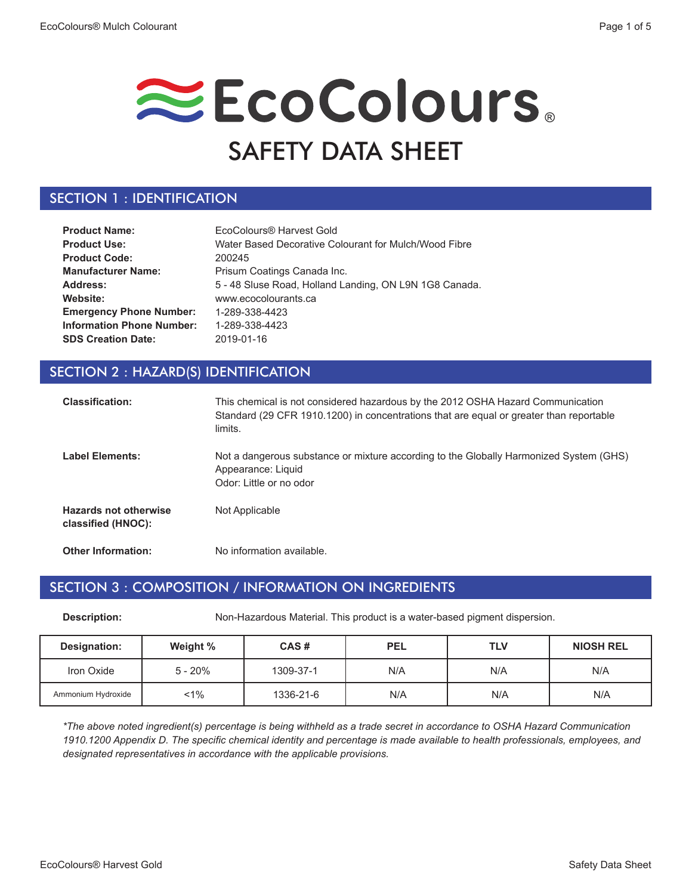# EcoColours®

# SAFETY DATA SHEET

## SECTION 1 : IDENTIFICATION

**Product Name:** EcoColours® Harvest Gold
**Product Use:** Water Based Decorative Colourant for Mulch/Wood Fibre
**Product Code:** 200245
**Manufacturer Name:** Prisum Coatings Canada Inc.
**Address:** 5 - 48 Sluse Road, Holland Landing, ON L9N 1G8 Canada.
**Website:** www.ecocolourants.ca
**Emergency Phone Number:** 1-289-338-4423
**Information Phone Number:** 1-289-338-4423
**SDS Creation Date:** 2019-01-16

## SECTION 2 : HAZARD(S) IDENTIFICATION

**Classification:** This chemical is not considered hazardous by the 2012 OSHA Hazard Communication Standard (29 CFR 1910.1200) in concentrations that are equal or greater than reportable limits.

**Label Elements:** Not a dangerous substance or mixture according to the Globally Harmonized System (GHS)
Appearance: Liquid
Odor: Little or no odor

**Hazards not otherwise classified (HNOC):** Not Applicable

**Other Information:** No information available.

## SECTION 3 : COMPOSITION / INFORMATION ON INGREDIENTS

**Description:** Non-Hazardous Material. This product is a water-based pigment dispersion.

| Designation: | Weight % | CAS # | PEL | TLV | NIOSH REL |
|---|---|---|---|---|---|
| Iron Oxide | 5 - 20% | 1309-37-1 | N/A | N/A | N/A |
| Ammonium Hydroxide | <1% | 1336-21-6 | N/A | N/A | N/A |

*\*The above noted ingredient(s) percentage is being withheld as a trade secret in accordance to OSHA Hazard Communication 1910.1200 Appendix D. The specific chemical identity and percentage is made available to health professionals, employees, and designated representatives in accordance with the applicable provisions.*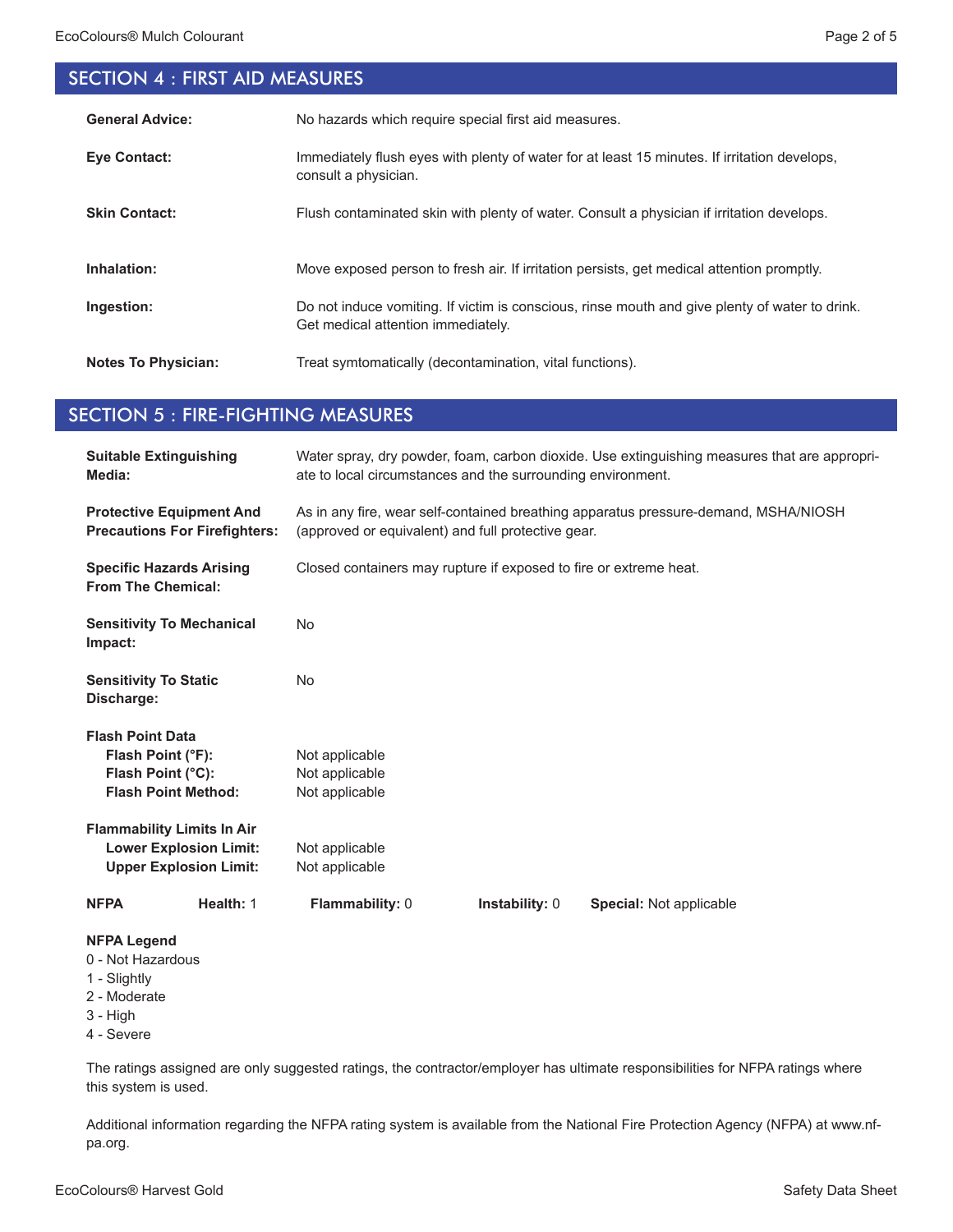## SECTION 4 : FIRST AID MEASURES

**General Advice:** No hazards which require special first aid measures.

**Eye Contact:** Immediately flush eyes with plenty of water for at least 15 minutes. If irritation develops, consult a physician.

**Skin Contact:** Flush contaminated skin with plenty of water. Consult a physician if irritation develops.

**Inhalation:** Move exposed person to fresh air. If irritation persists, get medical attention promptly.

**Ingestion:** Do not induce vomiting. If victim is conscious, rinse mouth and give plenty of water to drink. Get medical attention immediately.

**Notes To Physician:** Treat symtomatically (decontamination, vital functions).

## SECTION 5 : FIRE-FIGHTING MEASURES

**Suitable Extinguishing Media:** Water spray, dry powder, foam, carbon dioxide. Use extinguishing measures that are appropriate to local circumstances and the surrounding environment.

**Protective Equipment And Precautions For Firefighters:** As in any fire, wear self-contained breathing apparatus pressure-demand, MSHA/NIOSH (approved or equivalent) and full protective gear.

**Specific Hazards Arising From The Chemical:** Closed containers may rupture if exposed to fire or extreme heat.

**Sensitivity To Mechanical Impact:** No

**Sensitivity To Static Discharge:** No

**Flash Point Data**
- **Flash Point (°F):** Not applicable
- **Flash Point (°C):** Not applicable
- **Flash Point Method:** Not applicable

**Flammability Limits In Air**
- **Lower Explosion Limit:** Not applicable
- **Upper Explosion Limit:** Not applicable

**NFPA** **Health:** 1 **Flammability:** 0 **Instability:** 0 **Special:** Not applicable

**NFPA Legend**
0 - Not Hazardous
1 - Slightly
2 - Moderate
3 - High
4 - Severe

The ratings assigned are only suggested ratings, the contractor/employer has ultimate responsibilities for NFPA ratings where this system is used.

Additional information regarding the NFPA rating system is available from the National Fire Protection Agency (NFPA) at www.nfpa.org.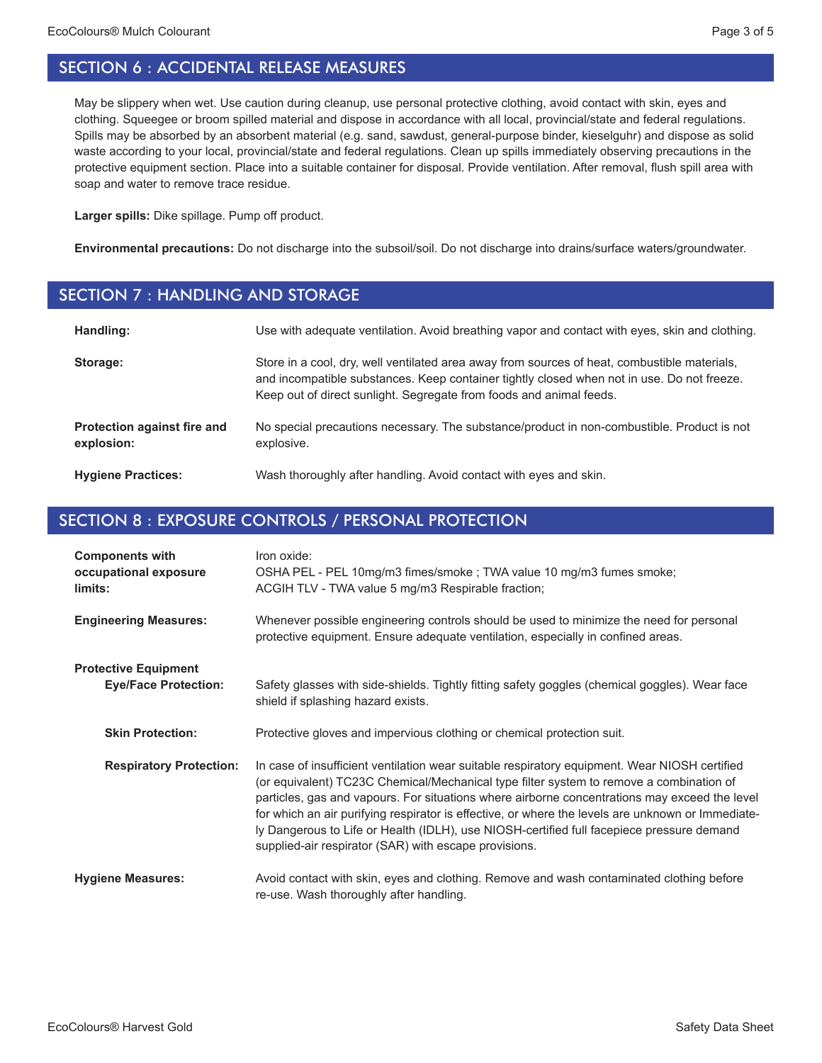## SECTION 6 : ACCIDENTAL RELEASE MEASURES

May be slippery when wet. Use caution during cleanup, use personal protective clothing, avoid contact with skin, eyes and clothing. Squeegee or broom spilled material and dispose in accordance with all local, provincial/state and federal regulations. Spills may be absorbed by an absorbent material (e.g. sand, sawdust, general-purpose binder, kieselguhr) and dispose as solid waste according to your local, provincial/state and federal regulations. Clean up spills immediately observing precautions in the protective equipment section. Place into a suitable container for disposal. Provide ventilation. After removal, flush spill area with soap and water to remove trace residue.

**Larger spills:** Dike spillage. Pump off product.

**Environmental precautions:** Do not discharge into the subsoil/soil. Do not discharge into drains/surface waters/groundwater.

## SECTION 7 : HANDLING AND STORAGE

**Handling:** Use with adequate ventilation. Avoid breathing vapor and contact with eyes, skin and clothing.

**Storage:** Store in a cool, dry, well ventilated area away from sources of heat, combustible materials, and incompatible substances. Keep container tightly closed when not in use. Do not freeze. Keep out of direct sunlight. Segregate from foods and animal feeds.

**Protection against fire and explosion:** No special precautions necessary. The substance/product in non-combustible. Product is not explosive.

**Hygiene Practices:** Wash thoroughly after handling. Avoid contact with eyes and skin.

## SECTION 8 : EXPOSURE CONTROLS / PERSONAL PROTECTION

**Components with occupational exposure limits:** Iron oxide:
OSHA PEL - PEL 10mg/m3 fimes/smoke ; TWA value 10 mg/m3 fumes smoke;
ACGIH TLV - TWA value 5 mg/m3 Respirable fraction;

**Engineering Measures:** Whenever possible engineering controls should be used to minimize the need for personal protective equipment. Ensure adequate ventilation, especially in confined areas.

**Protective Equipment**

**Eye/Face Protection:** Safety glasses with side-shields. Tightly fitting safety goggles (chemical goggles). Wear face shield if splashing hazard exists.

**Skin Protection:** Protective gloves and impervious clothing or chemical protection suit.

**Respiratory Protection:** In case of insufficient ventilation wear suitable respiratory equipment. Wear NIOSH certified (or equivalent) TC23C Chemical/Mechanical type filter system to remove a combination of particles, gas and vapours. For situations where airborne concentrations may exceed the level for which an air purifying respirator is effective, or where the levels are unknown or Immediately Dangerous to Life or Health (IDLH), use NIOSH-certified full facepiece pressure demand supplied-air respirator (SAR) with escape provisions.

**Hygiene Measures:** Avoid contact with skin, eyes and clothing. Remove and wash contaminated clothing before re-use. Wash thoroughly after handling.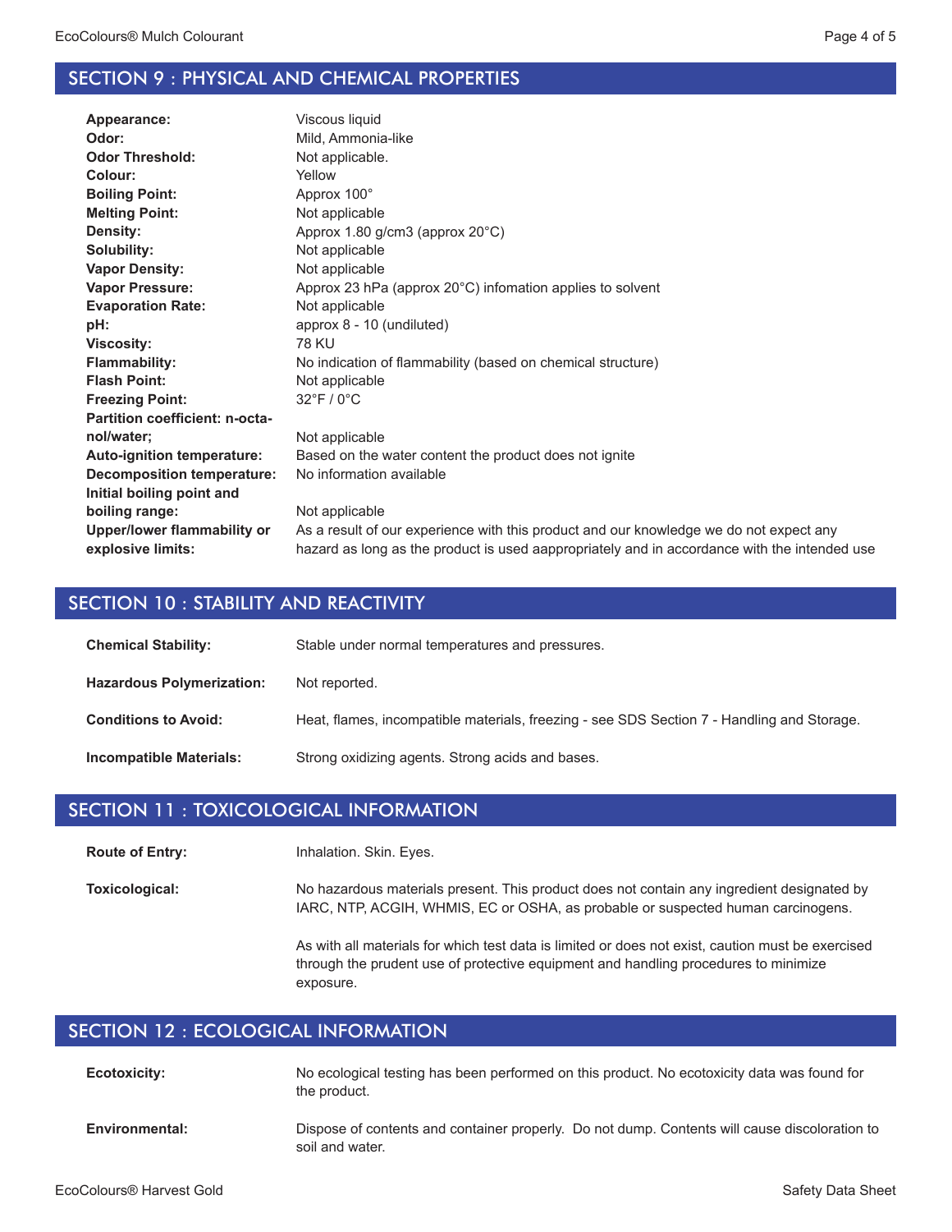## SECTION 9 : PHYSICAL AND CHEMICAL PROPERTIES

| | |
|---|---|
| **Appearance:** | Viscous liquid |
| **Odor:** | Mild, Ammonia-like |
| **Odor Threshold:** | Not applicable. |
| **Colour:** | Yellow |
| **Boiling Point:** | Approx 100° |
| **Melting Point:** | Not applicable |
| **Density:** | Approx 1.80 g/cm3 (approx 20°C) |
| **Solubility:** | Not applicable |
| **Vapor Density:** | Not applicable |
| **Vapor Pressure:** | Approx 23 hPa (approx 20°C) infomation applies to solvent |
| **Evaporation Rate:** | Not applicable |
| **pH:** | approx 8 - 10 (undiluted) |
| **Viscosity:** | 78 KU |
| **Flammability:** | No indication of flammability (based on chemical structure) |
| **Flash Point:** | Not applicable |
| **Freezing Point:** | 32°F / 0°C |
| **Partition coefficient: n-octanol/water;** | Not applicable |
| **Auto-ignition temperature:** | Based on the water content the product does not ignite |
| **Decomposition temperature:** | No information available |
| **Initial boiling point and boiling range:** | Not applicable |
| **Upper/lower flammability or explosive limits:** | As a result of our experience with this product and our knowledge we do not expect any hazard as long as the product is used aappropriately and in accordance with the intended use |

## SECTION 10 : STABILITY AND REACTIVITY

**Chemical Stability:** Stable under normal temperatures and pressures.

**Hazardous Polymerization:** Not reported.

**Conditions to Avoid:** Heat, flames, incompatible materials, freezing - see SDS Section 7 - Handling and Storage.

**Incompatible Materials:** Strong oxidizing agents. Strong acids and bases.

## SECTION 11 : TOXICOLOGICAL INFORMATION

**Route of Entry:** Inhalation. Skin. Eyes.

**Toxicological:** No hazardous materials present. This product does not contain any ingredient designated by IARC, NTP, ACGIH, WHMIS, EC or OSHA, as probable or suspected human carcinogens.

As with all materials for which test data is limited or does not exist, caution must be exercised through the prudent use of protective equipment and handling procedures to minimize exposure.

## SECTION 12 : ECOLOGICAL INFORMATION

**Ecotoxicity:** No ecological testing has been performed on this product. No ecotoxicity data was found for the product.

**Environmental:** Dispose of contents and container properly. Do not dump. Contents will cause discoloration to soil and water.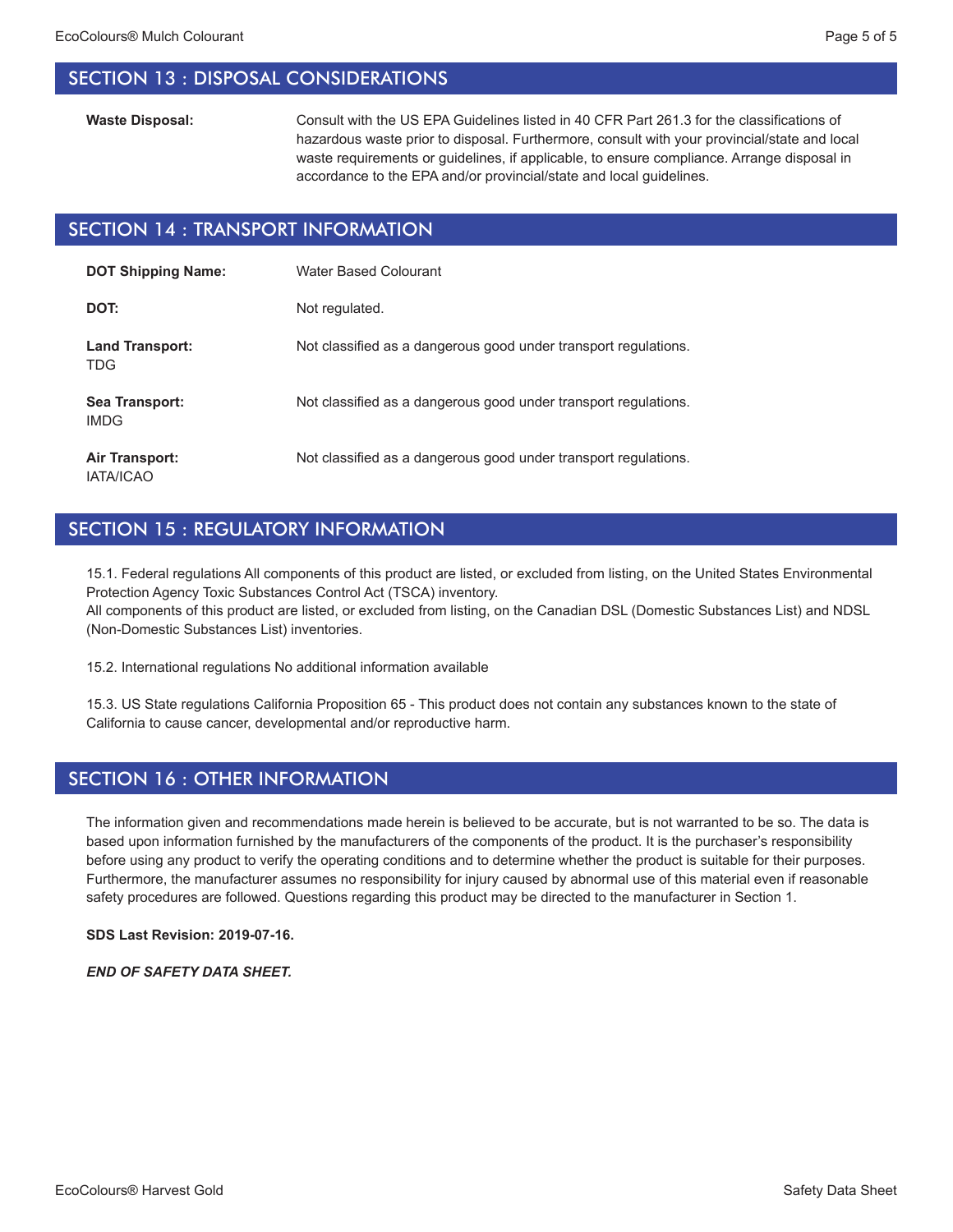## SECTION 13 : DISPOSAL CONSIDERATIONS

| | |
|---|---|
| **Waste Disposal:** | Consult with the US EPA Guidelines listed in 40 CFR Part 261.3 for the classifications of hazardous waste prior to disposal. Furthermore, consult with your provincial/state and local waste requirements or guidelines, if applicable, to ensure compliance. Arrange disposal in accordance to the EPA and/or provincial/state and local guidelines. |

## SECTION 14 : TRANSPORT INFORMATION

| | |
|---|---|
| **DOT Shipping Name:** | Water Based Colourant |
| **DOT:** | Not regulated. |
| **Land Transport:** TDG | Not classified as a dangerous good under transport regulations. |
| **Sea Transport:** IMDG | Not classified as a dangerous good under transport regulations. |
| **Air Transport:** IATA/ICAO | Not classified as a dangerous good under transport regulations. |

## SECTION 15 : REGULATORY INFORMATION

15.1. Federal regulations All components of this product are listed, or excluded from listing, on the United States Environmental Protection Agency Toxic Substances Control Act (TSCA) inventory.
All components of this product are listed, or excluded from listing, on the Canadian DSL (Domestic Substances List) and NDSL (Non-Domestic Substances List) inventories.

15.2. International regulations No additional information available

15.3. US State regulations California Proposition 65 - This product does not contain any substances known to the state of California to cause cancer, developmental and/or reproductive harm.

## SECTION 16 : OTHER INFORMATION

The information given and recommendations made herein is believed to be accurate, but is not warranted to be so. The data is based upon information furnished by the manufacturers of the components of the product. It is the purchaser's responsibility before using any product to verify the operating conditions and to determine whether the product is suitable for their purposes. Furthermore, the manufacturer assumes no responsibility for injury caused by abnormal use of this material even if reasonable safety procedures are followed. Questions regarding this product may be directed to the manufacturer in Section 1.

**SDS Last Revision: 2019-07-16.**

***END OF SAFETY DATA SHEET.***